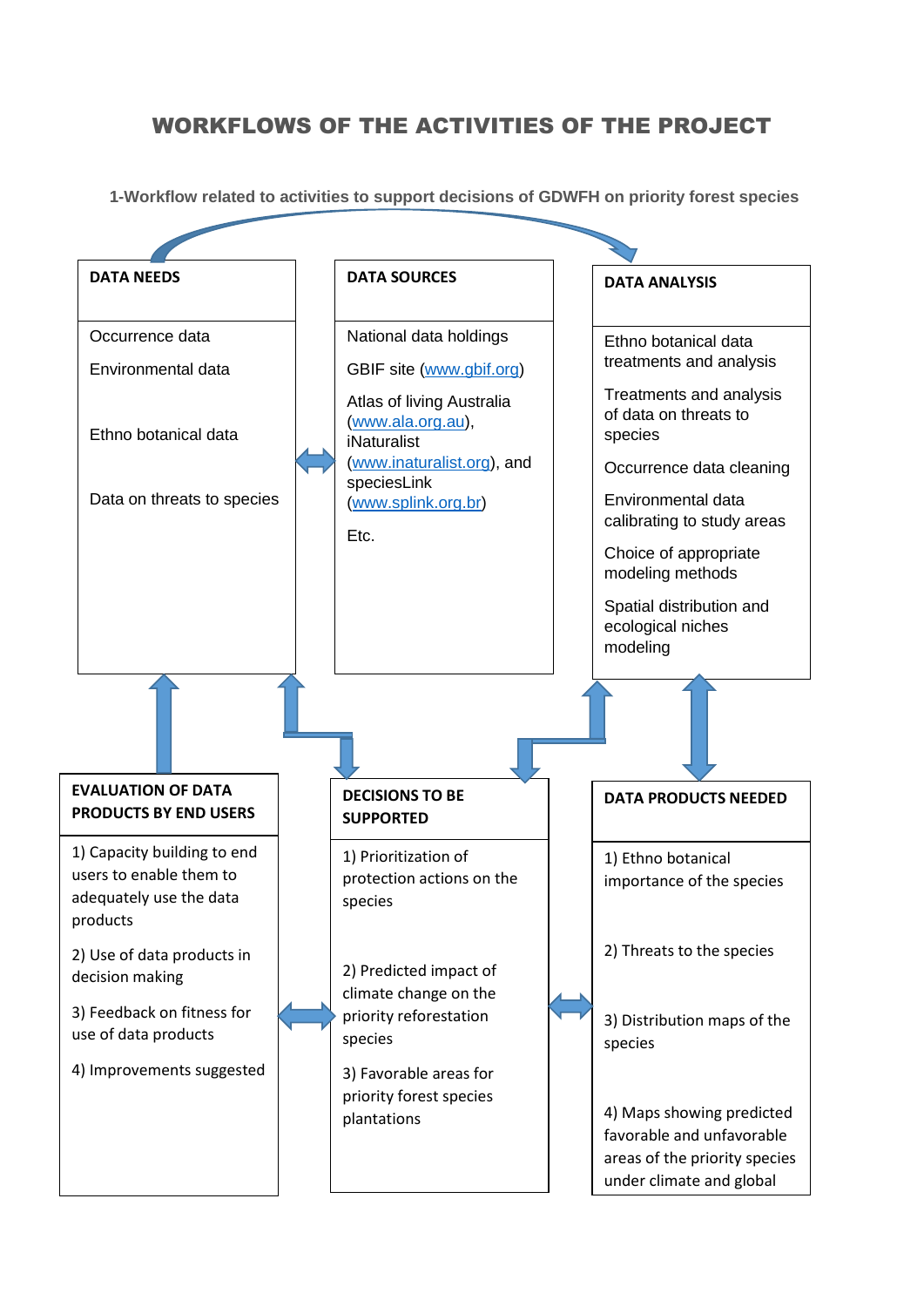# WORKFLOWS OF THE ACTIVITIES OF THE PROJECT

**1-Workflow related to activities to support decisions of GDWFH on priority forest species**

**DATA NEEDS**

Occurrence data

Environmental data

Ethno botanical data

Data on threats to species

**DATA SOURCES**

National data holdings

GBIF site (www.gbif.org)

Atlas of living Australia (www.ala.org.au), iNaturalist (www.inaturalist.org), and speciesLink (www.splink.org.br)

Etc.

**DATA ANALYSIS**

Ethno botanical data treatments and analysis

Treatments and analysis of data on threats to species

Occurrence data cleaning

Environmental data calibrating to study areas

Choice of appropriate modeling methods

Spatial distribution and ecological niches modeling

**EVALUATION OF DATA PRODUCTS BY END USERS**

1) Capacity building to end users to enable them to adequately use the data products

2) Use of data products in decision making

3) Feedback on fitness for use of data products

4) Improvements suggested

**DECISIONS TO BE SUPPORTED**

1) Prioritization of protection actions on the species

2) Predicted impact of climate change on the priority reforestation species

3) Favorable areas for priority forest species plantations

**DATA PRODUCTS NEEDED**

1) Ethno botanical importance of the species

2) Threats to the species

3) Distribution maps of the species

4) Maps showing predicted favorable and unfavorable areas of the priority species under climate and global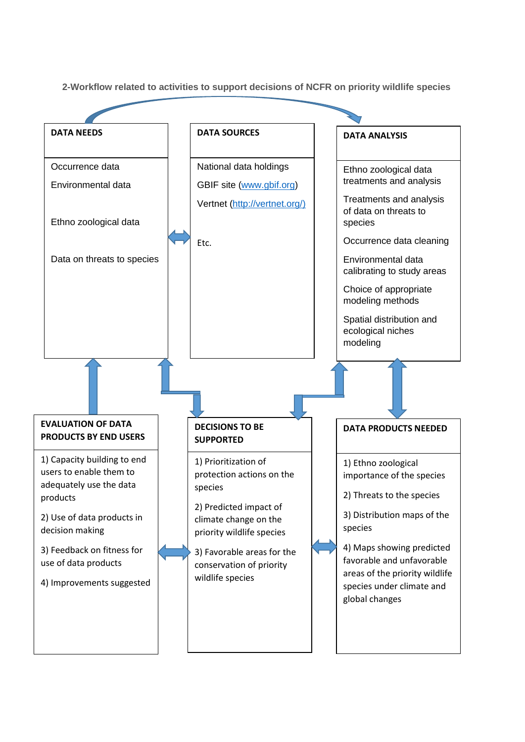**2-Workflow related to activities to support decisions of NCFR on priority wildlife species**

### DATA NEEDS

Occurrence data

Environmental data

Ethno zoological data

Data on threats to species

### DATA SOURCES

National data holdings

GBIF site (www.gbif.org)

Vertnet (http://vertnet.org/)

Etc.

### DATA ANALYSIS

Ethno zoological data treatments and analysis

Treatments and analysis of data on threats to species

Occurrence data cleaning

Environmental data calibrating to study areas

Choice of appropriate modeling methods

Spatial distribution and ecological niches modeling

### EVALUATION OF DATA PRODUCTS BY END USERS

1) Capacity building to end users to enable them to adequately use the data products

2) Use of data products in decision making

3) Feedback on fitness for use of data products

4) Improvements suggested

### DECISIONS TO BE SUPPORTED

1) Prioritization of protection actions on the species

2) Predicted impact of climate change on the priority wildlife species

3) Favorable areas for the conservation of priority wildlife species

### DATA PRODUCTS NEEDED

1) Ethno zoological importance of the species

2) Threats to the species

3) Distribution maps of the species

4) Maps showing predicted favorable and unfavorable areas of the priority wildlife species under climate and global changes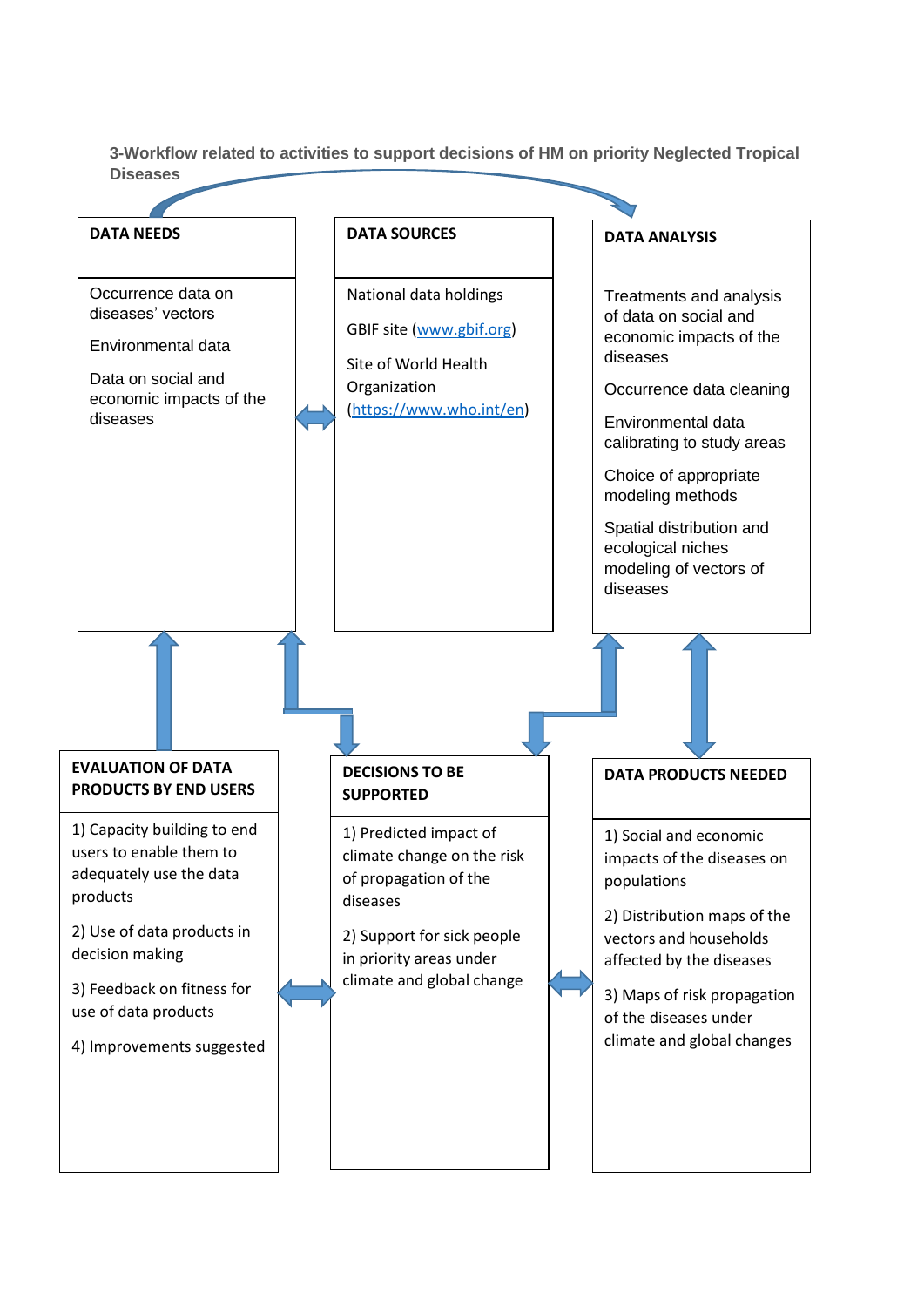**3-Workflow related to activities to support decisions of HM on priority Neglected Tropical Diseases**

### DATA NEEDS

Occurrence data on diseases' vectors

Environmental data

Data on social and economic impacts of the diseases

### DATA SOURCES

National data holdings

GBIF site (www.gbif.org)

Site of World Health Organization (https://www.who.int/en)

### DATA ANALYSIS

Treatments and analysis of data on social and economic impacts of the diseases

Occurrence data cleaning

Environmental data calibrating to study areas

Choice of appropriate modeling methods

Spatial distribution and ecological niches modeling of vectors of diseases

### EVALUATION OF DATA PRODUCTS BY END USERS

1) Capacity building to end users to enable them to adequately use the data products

2) Use of data products in decision making

3) Feedback on fitness for use of data products

4) Improvements suggested

### DECISIONS TO BE SUPPORTED

1) Predicted impact of climate change on the risk of propagation of the diseases

2) Support for sick people in priority areas under climate and global change

### DATA PRODUCTS NEEDED

1) Social and economic impacts of the diseases on populations

2) Distribution maps of the vectors and households affected by the diseases

3) Maps of risk propagation of the diseases under climate and global changes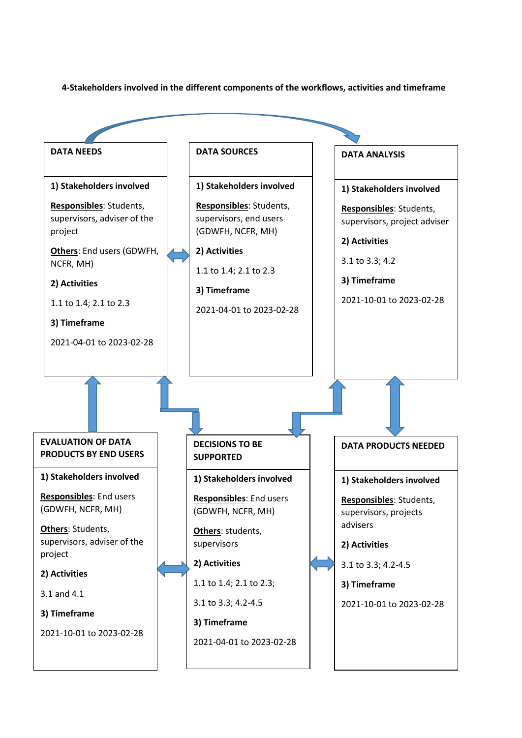**4-Stakeholders involved in the different components of the workflows, activities and timeframe**

**DATA NEEDS**

**1) Stakeholders involved**

**Responsibles**: Students, supervisors, adviser of the project

**Others**: End users (GDWFH, NCFR, MH)

**2) Activities**

1.1 to 1.4; 2.1 to 2.3

**3) Timeframe**

2021-04-01 to 2023-02-28

**DATA SOURCES**

**1) Stakeholders involved**

**Responsibles**: Students, supervisors, end users (GDWFH, NCFR, MH)

**2) Activities**

1.1 to 1.4; 2.1 to 2.3

**3) Timeframe**

2021-04-01 to 2023-02-28

**DATA ANALYSIS**

**1) Stakeholders involved**

**Responsibles**: Students, supervisors, project adviser

**2) Activities**

3.1 to 3.3; 4.2

**3) Timeframe**

2021-10-01 to 2023-02-28

**EVALUATION OF DATA PRODUCTS BY END USERS**

**1) Stakeholders involved**

**Responsibles**: End users (GDWFH, NCFR, MH)

**Others**: Students, supervisors, adviser of the project

**2) Activities**

3.1 and 4.1

**3) Timeframe**

2021-10-01 to 2023-02-28

**DECISIONS TO BE SUPPORTED**

**1) Stakeholders involved**

**Responsibles**: End users (GDWFH, NCFR, MH)

**Others**: students, supervisors

**2) Activities**

1.1 to 1.4; 2.1 to 2.3;

3.1 to 3.3; 4.2-4.5

**3) Timeframe**

2021-04-01 to 2023-02-28

**DATA PRODUCTS NEEDED**

**1) Stakeholders involved**

**Responsibles**: Students, supervisors, projects advisers

**2) Activities**

3.1 to 3.3; 4.2-4.5

**3) Timeframe**

2021-10-01 to 2023-02-28